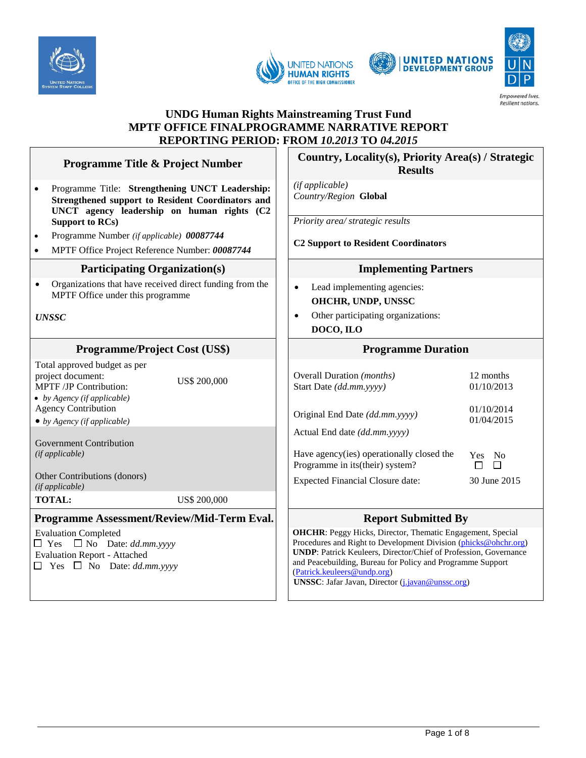# UNDG Human Rights Mainstreaming Trust Fund
# MPTF OFFICE FINALPROGRAMME NARRATIVE REPORT
# REPORTING PERIOD: FROM *10.2013* TO *04.2015*

| Programme Title & Project Number | Country, Locality(s), Priority Area(s) / Strategic Results |
|---|---|
| • Programme Title: **Strengthening UNCT Leadership: Strengthened support to Resident Coordinators and UNCT agency leadership on human rights (C2 Support to RCs)**<br>• Programme Number *(if applicable)* ***00087744***<br>• MPTF Office Project Reference Number: ***00087744*** | *(if applicable)*<br>*Country/Region* **Global**<br><br>*Priority area/ strategic results*<br><br>**C2 Support to Resident Coordinators** |
| **Participating Organization(s)** | **Implementing Partners** |
| • Organizations that have received direct funding from the MPTF Office under this programme<br><br>***UNSSC*** | • Lead implementing agencies:<br>**OHCHR, UNDP, UNSSC**<br>• Other participating organizations:<br>**DOCO, ILO** |
| **Programme/Project Cost (US$)** | **Programme Duration** |
| Total approved budget as per project document: US$ 200,000<br>MPTF /JP Contribution:<br>• *by Agency (if applicable)*<br>Agency Contribution<br>• *by Agency (if applicable)*<br><br>Government Contribution *(if applicable)*<br><br>Other Contributions (donors) *(if applicable)*<br>**TOTAL:** US$ 200,000 | Overall Duration *(months)*: 12 months<br>Start Date *(dd.mm.yyyy)*: 01/10/2013<br><br>Original End Date *(dd.mm.yyyy)*: 01/10/2014<br>Actual End date *(dd.mm.yyyy)*: 01/04/2015<br><br>Have agency(ies) operationally closed the Programme in its(their) system? Yes ☐ No ☐<br>Expected Financial Closure date: 30 June 2015 |
| **Programme Assessment/Review/Mid-Term Eval.** | **Report Submitted By** |
| Evaluation Completed<br>☐ Yes ☐ No Date: *dd.mm.yyyy*<br>Evaluation Report - Attached<br>☐ Yes ☐ No Date: *dd.mm.yyyy* | **OHCHR**: Peggy Hicks, Director, Thematic Engagement, Special Procedures and Right to Development Division (phicks@ohchr.org)<br>**UNDP**: Patrick Keuleers, Director/Chief of Profession, Governance and Peacebuilding, Bureau for Policy and Programme Support (Patrick.keuleers@undp.org)<br>**UNSSC**: Jafar Javan, Director (j.javan@unssc.org) |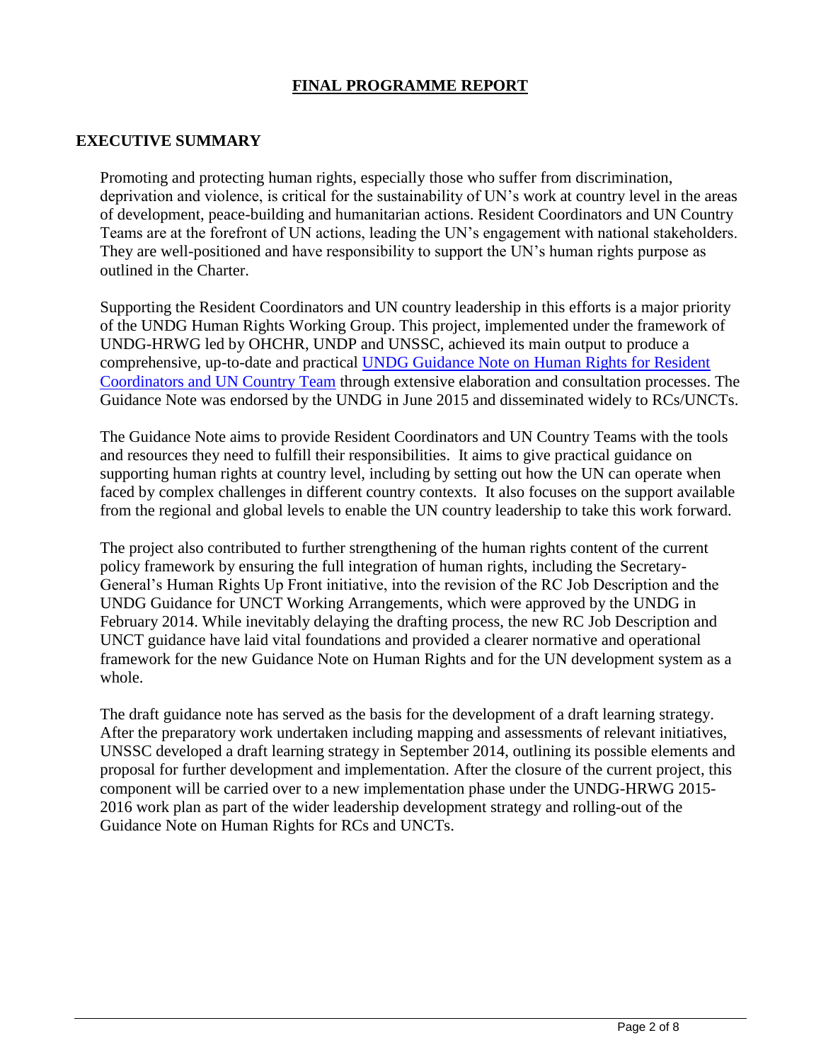# FINAL PROGRAMME REPORT

## EXECUTIVE SUMMARY

Promoting and protecting human rights, especially those who suffer from discrimination, deprivation and violence, is critical for the sustainability of UN's work at country level in the areas of development, peace-building and humanitarian actions. Resident Coordinators and UN Country Teams are at the forefront of UN actions, leading the UN's engagement with national stakeholders. They are well-positioned and have responsibility to support the UN's human rights purpose as outlined in the Charter.

Supporting the Resident Coordinators and UN country leadership in this efforts is a major priority of the UNDG Human Rights Working Group. This project, implemented under the framework of UNDG-HRWG led by OHCHR, UNDP and UNSSC, achieved its main output to produce a comprehensive, up-to-date and practical UNDG Guidance Note on Human Rights for Resident Coordinators and UN Country Team through extensive elaboration and consultation processes. The Guidance Note was endorsed by the UNDG in June 2015 and disseminated widely to RCs/UNCTs.

The Guidance Note aims to provide Resident Coordinators and UN Country Teams with the tools and resources they need to fulfill their responsibilities. It aims to give practical guidance on supporting human rights at country level, including by setting out how the UN can operate when faced by complex challenges in different country contexts. It also focuses on the support available from the regional and global levels to enable the UN country leadership to take this work forward.

The project also contributed to further strengthening of the human rights content of the current policy framework by ensuring the full integration of human rights, including the Secretary-General's Human Rights Up Front initiative, into the revision of the RC Job Description and the UNDG Guidance for UNCT Working Arrangements, which were approved by the UNDG in February 2014. While inevitably delaying the drafting process, the new RC Job Description and UNCT guidance have laid vital foundations and provided a clearer normative and operational framework for the new Guidance Note on Human Rights and for the UN development system as a whole.

The draft guidance note has served as the basis for the development of a draft learning strategy. After the preparatory work undertaken including mapping and assessments of relevant initiatives, UNSSC developed a draft learning strategy in September 2014, outlining its possible elements and proposal for further development and implementation. After the closure of the current project, this component will be carried over to a new implementation phase under the UNDG-HRWG 2015-2016 work plan as part of the wider leadership development strategy and rolling-out of the Guidance Note on Human Rights for RCs and UNCTs.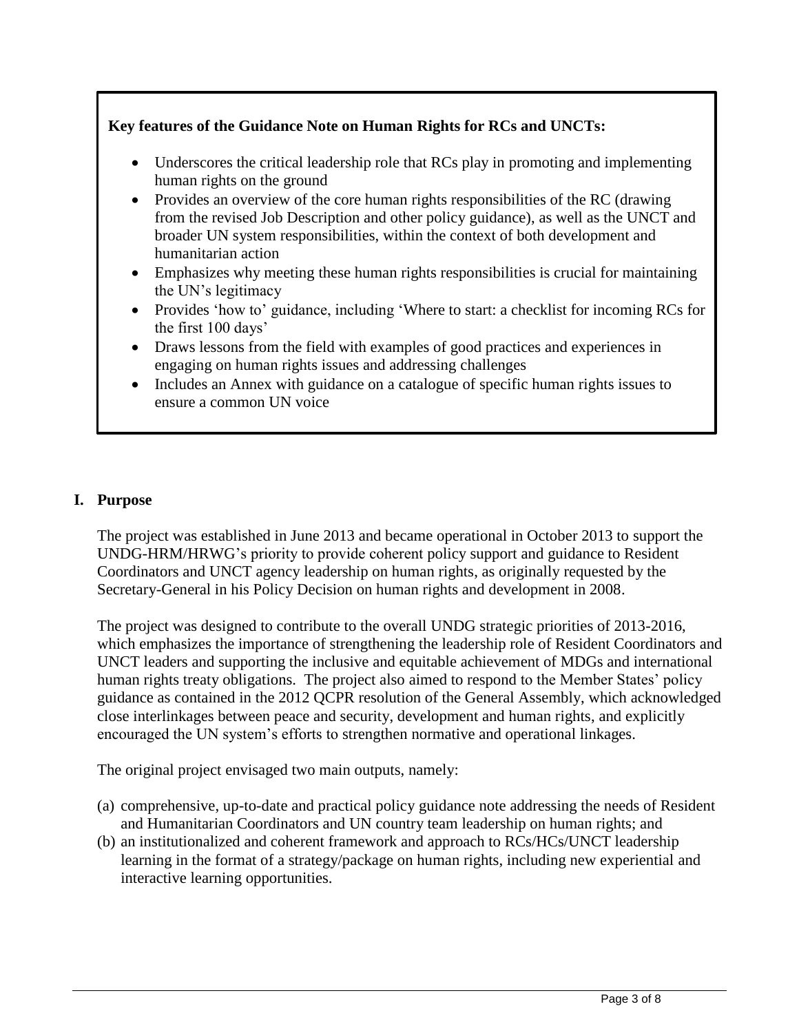**Key features of the Guidance Note on Human Rights for RCs and UNCTs:**

- Underscores the critical leadership role that RCs play in promoting and implementing human rights on the ground
- Provides an overview of the core human rights responsibilities of the RC (drawing from the revised Job Description and other policy guidance), as well as the UNCT and broader UN system responsibilities, within the context of both development and humanitarian action
- Emphasizes why meeting these human rights responsibilities is crucial for maintaining the UN's legitimacy
- Provides 'how to' guidance, including 'Where to start: a checklist for incoming RCs for the first 100 days'
- Draws lessons from the field with examples of good practices and experiences in engaging on human rights issues and addressing challenges
- Includes an Annex with guidance on a catalogue of specific human rights issues to ensure a common UN voice

## I. Purpose

The project was established in June 2013 and became operational in October 2013 to support the UNDG-HRM/HRWG's priority to provide coherent policy support and guidance to Resident Coordinators and UNCT agency leadership on human rights, as originally requested by the Secretary-General in his Policy Decision on human rights and development in 2008.

The project was designed to contribute to the overall UNDG strategic priorities of 2013-2016, which emphasizes the importance of strengthening the leadership role of Resident Coordinators and UNCT leaders and supporting the inclusive and equitable achievement of MDGs and international human rights treaty obligations. The project also aimed to respond to the Member States' policy guidance as contained in the 2012 QCPR resolution of the General Assembly, which acknowledged close interlinkages between peace and security, development and human rights, and explicitly encouraged the UN system's efforts to strengthen normative and operational linkages.

The original project envisaged two main outputs, namely:

(a) comprehensive, up-to-date and practical policy guidance note addressing the needs of Resident and Humanitarian Coordinators and UN country team leadership on human rights; and
(b) an institutionalized and coherent framework and approach to RCs/HCs/UNCT leadership learning in the format of a strategy/package on human rights, including new experiential and interactive learning opportunities.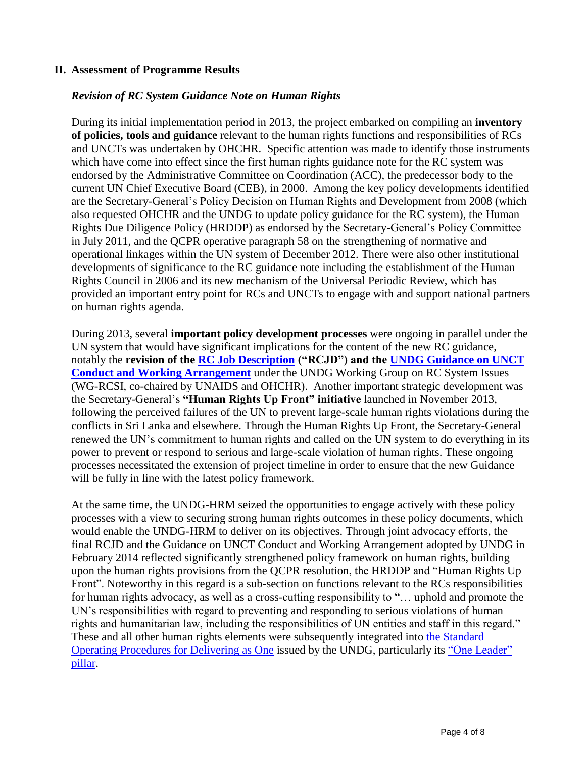## II. Assessment of Programme Results

### *Revision of RC System Guidance Note on Human Rights*

During its initial implementation period in 2013, the project embarked on compiling an **inventory of policies, tools and guidance** relevant to the human rights functions and responsibilities of RCs and UNCTs was undertaken by OHCHR. Specific attention was made to identify those instruments which have come into effect since the first human rights guidance note for the RC system was endorsed by the Administrative Committee on Coordination (ACC), the predecessor body to the current UN Chief Executive Board (CEB), in 2000. Among the key policy developments identified are the Secretary-General's Policy Decision on Human Rights and Development from 2008 (which also requested OHCHR and the UNDG to update policy guidance for the RC system), the Human Rights Due Diligence Policy (HRDDP) as endorsed by the Secretary-General's Policy Committee in July 2011, and the QCPR operative paragraph 58 on the strengthening of normative and operational linkages within the UN system of December 2012. There were also other institutional developments of significance to the RC guidance note including the establishment of the Human Rights Council in 2006 and its new mechanism of the Universal Periodic Review, which has provided an important entry point for RCs and UNCTs to engage with and support national partners on human rights agenda.

During 2013, several **important policy development processes** were ongoing in parallel under the UN system that would have significant implications for the content of the new RC guidance, notably the **revision of the RC Job Description ("RCJD") and the UNDG Guidance on UNCT Conduct and Working Arrangement** under the UNDG Working Group on RC System Issues (WG-RCSI, co-chaired by UNAIDS and OHCHR). Another important strategic development was the Secretary-General's **"Human Rights Up Front" initiative** launched in November 2013, following the perceived failures of the UN to prevent large-scale human rights violations during the conflicts in Sri Lanka and elsewhere. Through the Human Rights Up Front, the Secretary-General renewed the UN's commitment to human rights and called on the UN system to do everything in its power to prevent or respond to serious and large-scale violation of human rights. These ongoing processes necessitated the extension of project timeline in order to ensure that the new Guidance will be fully in line with the latest policy framework.

At the same time, the UNDG-HRM seized the opportunities to engage actively with these policy processes with a view to securing strong human rights outcomes in these policy documents, which would enable the UNDG-HRM to deliver on its objectives. Through joint advocacy efforts, the final RCJD and the Guidance on UNCT Conduct and Working Arrangement adopted by UNDG in February 2014 reflected significantly strengthened policy framework on human rights, building upon the human rights provisions from the QCPR resolution, the HRDDP and "Human Rights Up Front". Noteworthy in this regard is a sub-section on functions relevant to the RCs responsibilities for human rights advocacy, as well as a cross-cutting responsibility to "… uphold and promote the UN's responsibilities with regard to preventing and responding to serious violations of human rights and humanitarian law, including the responsibilities of UN entities and staff in this regard." These and all other human rights elements were subsequently integrated into the Standard Operating Procedures for Delivering as One issued by the UNDG, particularly its "One Leader" pillar.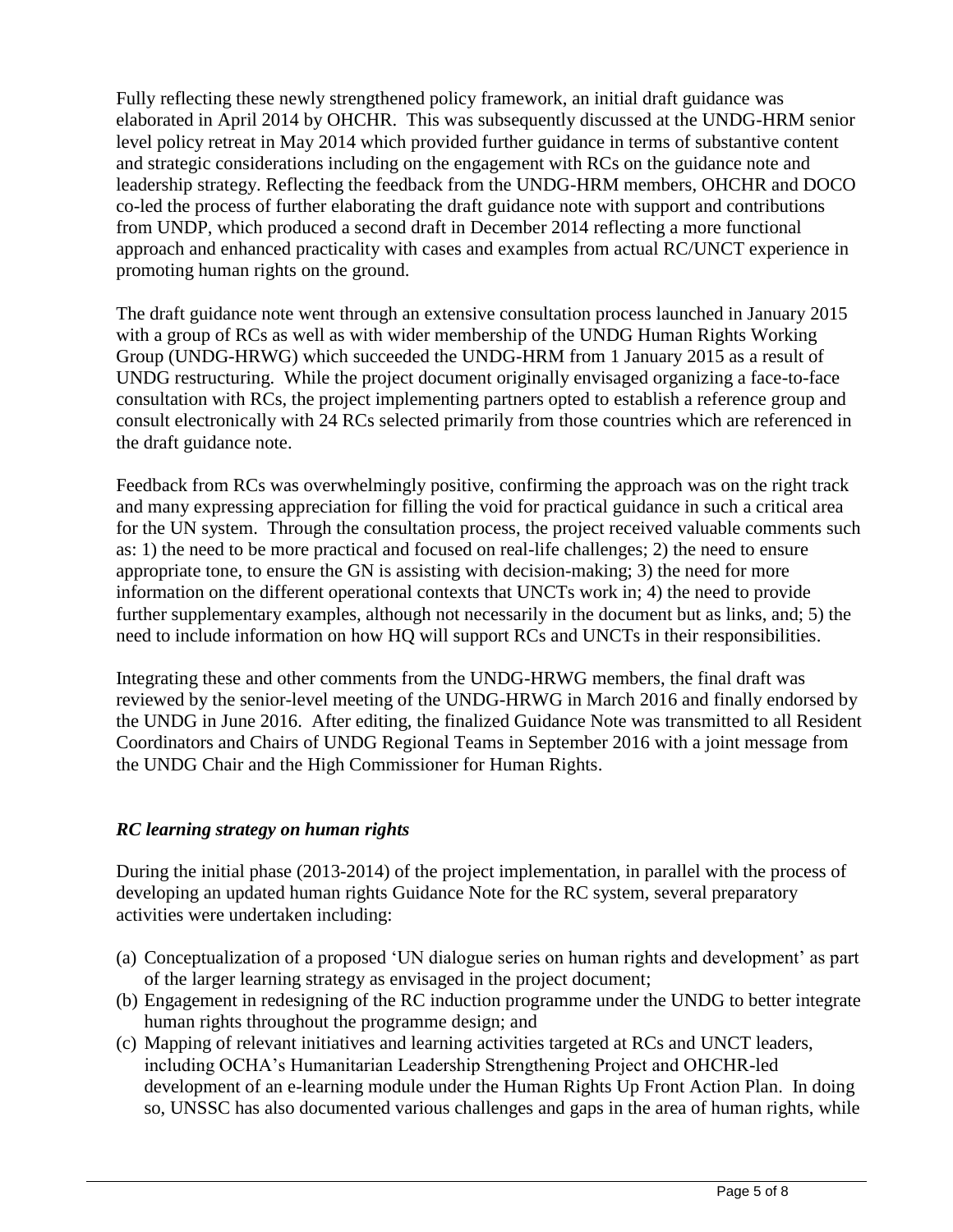Fully reflecting these newly strengthened policy framework, an initial draft guidance was elaborated in April 2014 by OHCHR. This was subsequently discussed at the UNDG-HRM senior level policy retreat in May 2014 which provided further guidance in terms of substantive content and strategic considerations including on the engagement with RCs on the guidance note and leadership strategy. Reflecting the feedback from the UNDG-HRM members, OHCHR and DOCO co-led the process of further elaborating the draft guidance note with support and contributions from UNDP, which produced a second draft in December 2014 reflecting a more functional approach and enhanced practicality with cases and examples from actual RC/UNCT experience in promoting human rights on the ground.

The draft guidance note went through an extensive consultation process launched in January 2015 with a group of RCs as well as with wider membership of the UNDG Human Rights Working Group (UNDG-HRWG) which succeeded the UNDG-HRM from 1 January 2015 as a result of UNDG restructuring. While the project document originally envisaged organizing a face-to-face consultation with RCs, the project implementing partners opted to establish a reference group and consult electronically with 24 RCs selected primarily from those countries which are referenced in the draft guidance note.

Feedback from RCs was overwhelmingly positive, confirming the approach was on the right track and many expressing appreciation for filling the void for practical guidance in such a critical area for the UN system. Through the consultation process, the project received valuable comments such as: 1) the need to be more practical and focused on real-life challenges; 2) the need to ensure appropriate tone, to ensure the GN is assisting with decision-making; 3) the need for more information on the different operational contexts that UNCTs work in; 4) the need to provide further supplementary examples, although not necessarily in the document but as links, and; 5) the need to include information on how HQ will support RCs and UNCTs in their responsibilities.

Integrating these and other comments from the UNDG-HRWG members, the final draft was reviewed by the senior-level meeting of the UNDG-HRWG in March 2016 and finally endorsed by the UNDG in June 2016. After editing, the finalized Guidance Note was transmitted to all Resident Coordinators and Chairs of UNDG Regional Teams in September 2016 with a joint message from the UNDG Chair and the High Commissioner for Human Rights.

### *RC learning strategy on human rights*

During the initial phase (2013-2014) of the project implementation, in parallel with the process of developing an updated human rights Guidance Note for the RC system, several preparatory activities were undertaken including:

(a) Conceptualization of a proposed 'UN dialogue series on human rights and development' as part of the larger learning strategy as envisaged in the project document;
(b) Engagement in redesigning of the RC induction programme under the UNDG to better integrate human rights throughout the programme design; and
(c) Mapping of relevant initiatives and learning activities targeted at RCs and UNCT leaders, including OCHA's Humanitarian Leadership Strengthening Project and OHCHR-led development of an e-learning module under the Human Rights Up Front Action Plan. In doing so, UNSSC has also documented various challenges and gaps in the area of human rights, while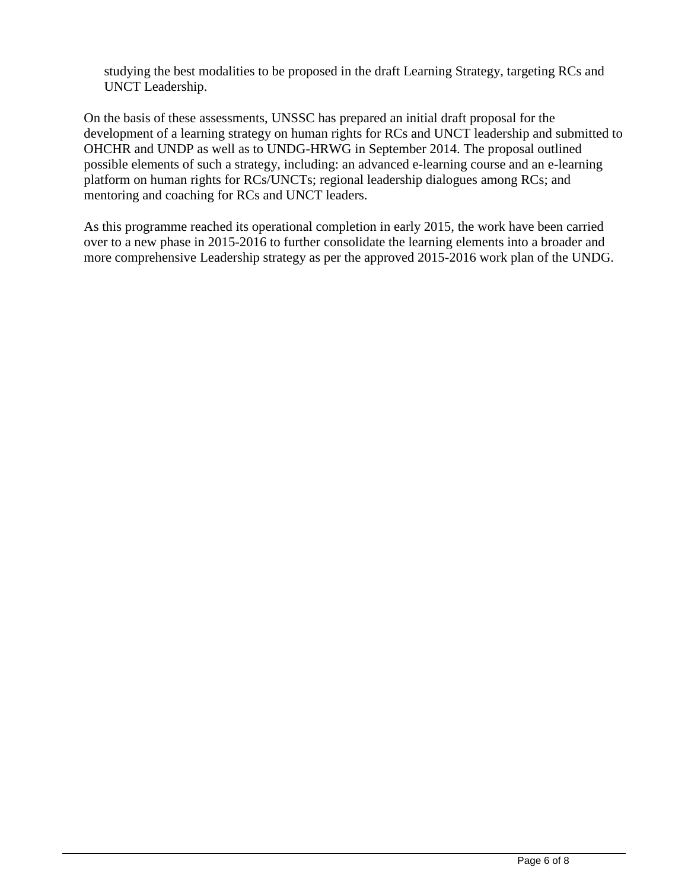studying the best modalities to be proposed in the draft Learning Strategy, targeting RCs and UNCT Leadership.

On the basis of these assessments, UNSSC has prepared an initial draft proposal for the development of a learning strategy on human rights for RCs and UNCT leadership and submitted to OHCHR and UNDP as well as to UNDG-HRWG in September 2014. The proposal outlined possible elements of such a strategy, including: an advanced e-learning course and an e-learning platform on human rights for RCs/UNCTs; regional leadership dialogues among RCs; and mentoring and coaching for RCs and UNCT leaders.

As this programme reached its operational completion in early 2015, the work have been carried over to a new phase in 2015-2016 to further consolidate the learning elements into a broader and more comprehensive Leadership strategy as per the approved 2015-2016 work plan of the UNDG.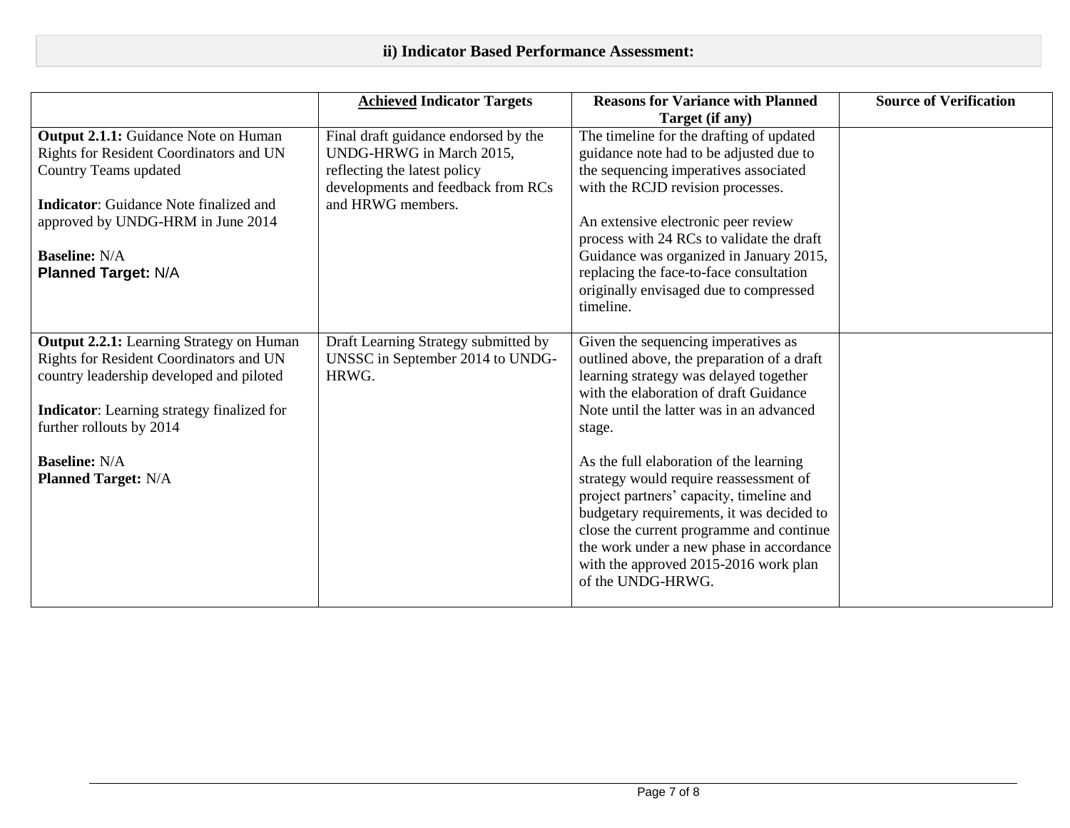## ii) Indicator Based Performance Assessment:

| | **Achieved Indicator Targets** | **Reasons for Variance with Planned Target (if any)** | **Source of Verification** |
|---|---|---|---|
| **Output 2.1.1:** Guidance Note on Human Rights for Resident Coordinators and UN Country Teams updated<br><br>**Indicator**: Guidance Note finalized and approved by UNDG-HRM in June 2014<br><br>**Baseline:** N/A<br>**Planned Target:** N/A | Final draft guidance endorsed by the UNDG-HRWG in March 2015, reflecting the latest policy developments and feedback from RCs and HRWG members. | The timeline for the drafting of updated guidance note had to be adjusted due to the sequencing imperatives associated with the RCJD revision processes.<br><br>An extensive electronic peer review process with 24 RCs to validate the draft Guidance was organized in January 2015, replacing the face-to-face consultation originally envisaged due to compressed timeline. | |
| **Output 2.2.1:** Learning Strategy on Human Rights for Resident Coordinators and UN country leadership developed and piloted<br><br>**Indicator**: Learning strategy finalized for further rollouts by 2014<br><br>**Baseline:** N/A<br>**Planned Target:** N/A | Draft Learning Strategy submitted by UNSSC in September 2014 to UNDG-HRWG. | Given the sequencing imperatives as outlined above, the preparation of a draft learning strategy was delayed together with the elaboration of draft Guidance Note until the latter was in an advanced stage.<br><br>As the full elaboration of the learning strategy would require reassessment of project partners' capacity, timeline and budgetary requirements, it was decided to close the current programme and continue the work under a new phase in accordance with the approved 2015-2016 work plan of the UNDG-HRWG. | |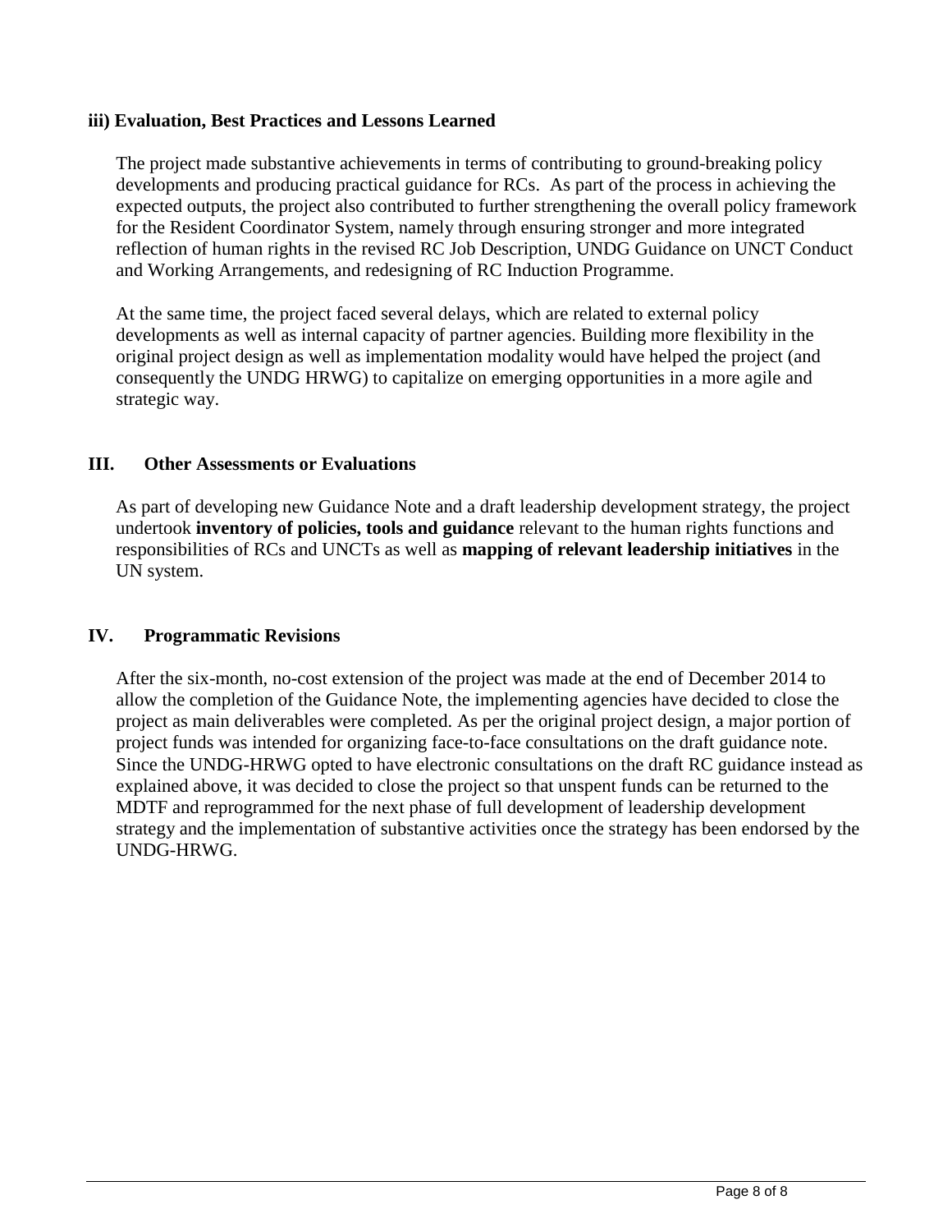### iii) Evaluation, Best Practices and Lessons Learned

The project made substantive achievements in terms of contributing to ground-breaking policy developments and producing practical guidance for RCs. As part of the process in achieving the expected outputs, the project also contributed to further strengthening the overall policy framework for the Resident Coordinator System, namely through ensuring stronger and more integrated reflection of human rights in the revised RC Job Description, UNDG Guidance on UNCT Conduct and Working Arrangements, and redesigning of RC Induction Programme.

At the same time, the project faced several delays, which are related to external policy developments as well as internal capacity of partner agencies. Building more flexibility in the original project design as well as implementation modality would have helped the project (and consequently the UNDG HRWG) to capitalize on emerging opportunities in a more agile and strategic way.

## III. Other Assessments or Evaluations

As part of developing new Guidance Note and a draft leadership development strategy, the project undertook **inventory of policies, tools and guidance** relevant to the human rights functions and responsibilities of RCs and UNCTs as well as **mapping of relevant leadership initiatives** in the UN system.

## IV. Programmatic Revisions

After the six-month, no-cost extension of the project was made at the end of December 2014 to allow the completion of the Guidance Note, the implementing agencies have decided to close the project as main deliverables were completed. As per the original project design, a major portion of project funds was intended for organizing face-to-face consultations on the draft guidance note. Since the UNDG-HRWG opted to have electronic consultations on the draft RC guidance instead as explained above, it was decided to close the project so that unspent funds can be returned to the MDTF and reprogrammed for the next phase of full development of leadership development strategy and the implementation of substantive activities once the strategy has been endorsed by the UNDG-HRWG.